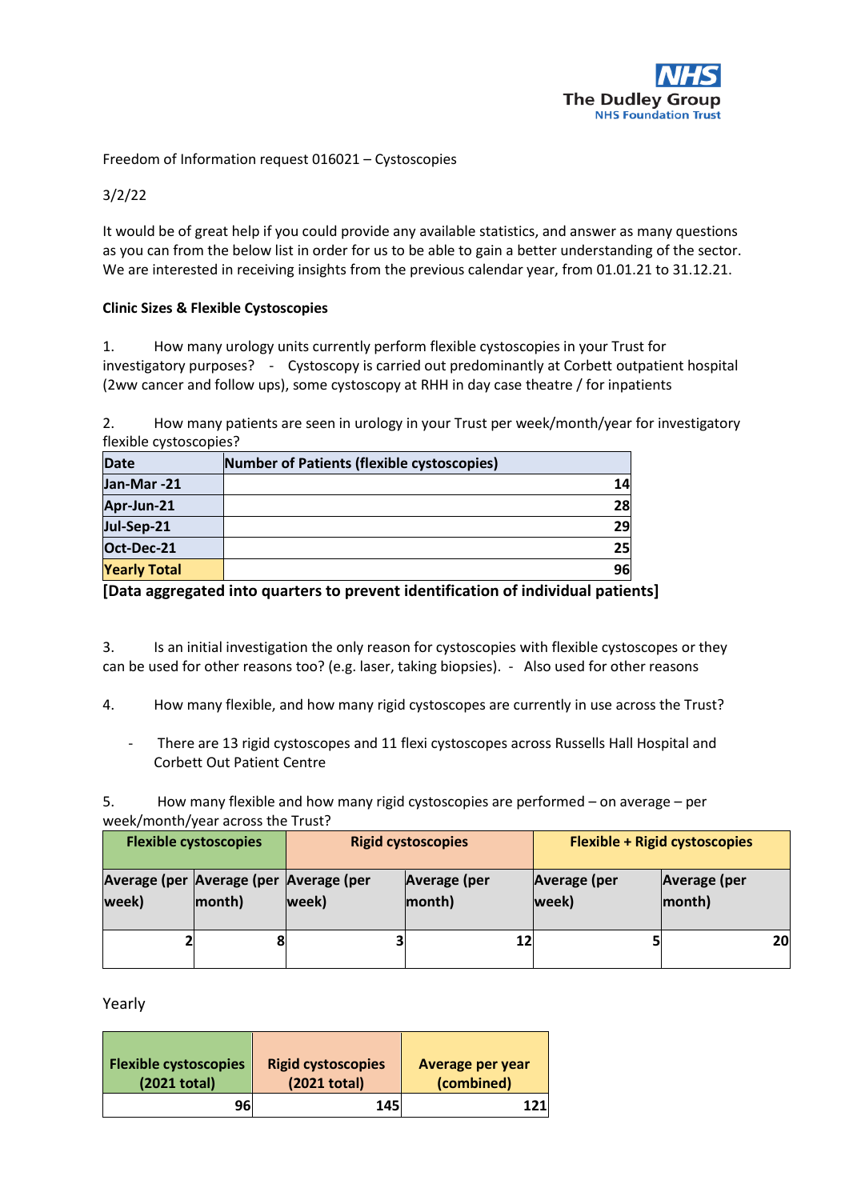The Dudley Group NHS Foundation Trust

Freedom of Information request 016021 – Cystoscopies

3/2/22

It would be of great help if you could provide any available statistics, and answer as many questions as you can from the below list in order for us to be able to gain a better understanding of the sector. We are interested in receiving insights from the previous calendar year, from 01.01.21 to 31.12.21.

**Clinic Sizes & Flexible Cystoscopies**

1. How many urology units currently perform flexible cystoscopies in your Trust for investigatory purposes? - Cystoscopy is carried out predominantly at Corbett outpatient hospital (2ww cancer and follow ups), some cystoscopy at RHH in day case theatre / for inpatients

2. How many patients are seen in urology in your Trust per week/month/year for investigatory flexible cystoscopies?

| Date | Number of Patients (flexible cystoscopies) |
|---|---|
| Jan-Mar -21 | 14 |
| Apr-Jun-21 | 28 |
| Jul-Sep-21 | 29 |
| Oct-Dec-21 | 25 |
| Yearly Total | 96 |

**[Data aggregated into quarters to prevent identification of individual patients]**

3. Is an initial investigation the only reason for cystoscopies with flexible cystoscopes or they can be used for other reasons too? (e.g. laser, taking biopsies). - Also used for other reasons

4. How many flexible, and how many rigid cystoscopes are currently in use across the Trust?

- There are 13 rigid cystoscopes and 11 flexi cystoscopes across Russells Hall Hospital and Corbett Out Patient Centre

5. How many flexible and how many rigid cystoscopies are performed – on average – per week/month/year across the Trust?

| Flexible cystoscopies | | Rigid cystoscopies | | Flexible + Rigid cystoscopies | |
|---|---|---|---|---|---|
| Average (per week) | Average (per month) | Average (per week) | Average (per month) | Average (per week) | Average (per month) |
| 2 | 8 | 3 | 12 | 5 | 20 |

Yearly

| Flexible cystoscopies (2021 total) | Rigid cystoscopies (2021 total) | Average per year (combined) |
|---|---|---|
| 96 | 145 | 121 |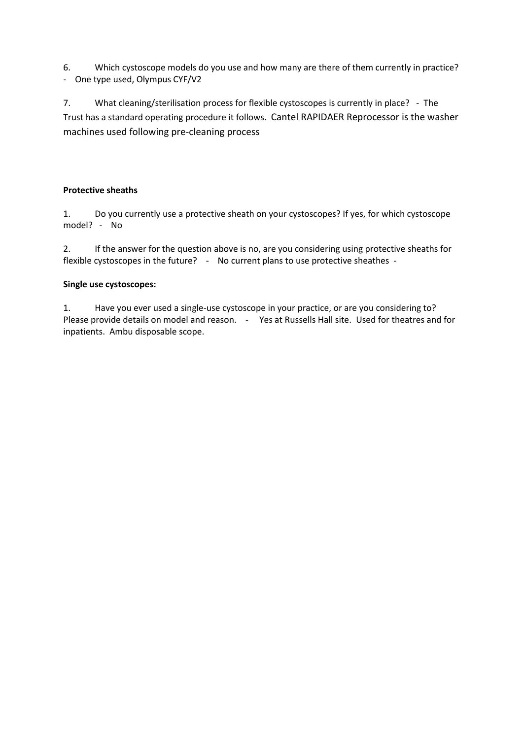6. Which cystoscope models do you use and how many are there of them currently in practice?
- One type used, Olympus CYF/V2

7. What cleaning/sterilisation process for flexible cystoscopes is currently in place? - The Trust has a standard operating procedure it follows. Cantel RAPIDAER Reprocessor is the washer machines used following pre-cleaning process

**Protective sheaths**

1. Do you currently use a protective sheath on your cystoscopes? If yes, for which cystoscope model? - No

2. If the answer for the question above is no, are you considering using protective sheaths for flexible cystoscopes in the future? - No current plans to use protective sheathes -

**Single use cystoscopes:**

1. Have you ever used a single-use cystoscope in your practice, or are you considering to? Please provide details on model and reason. - Yes at Russells Hall site. Used for theatres and for inpatients. Ambu disposable scope.